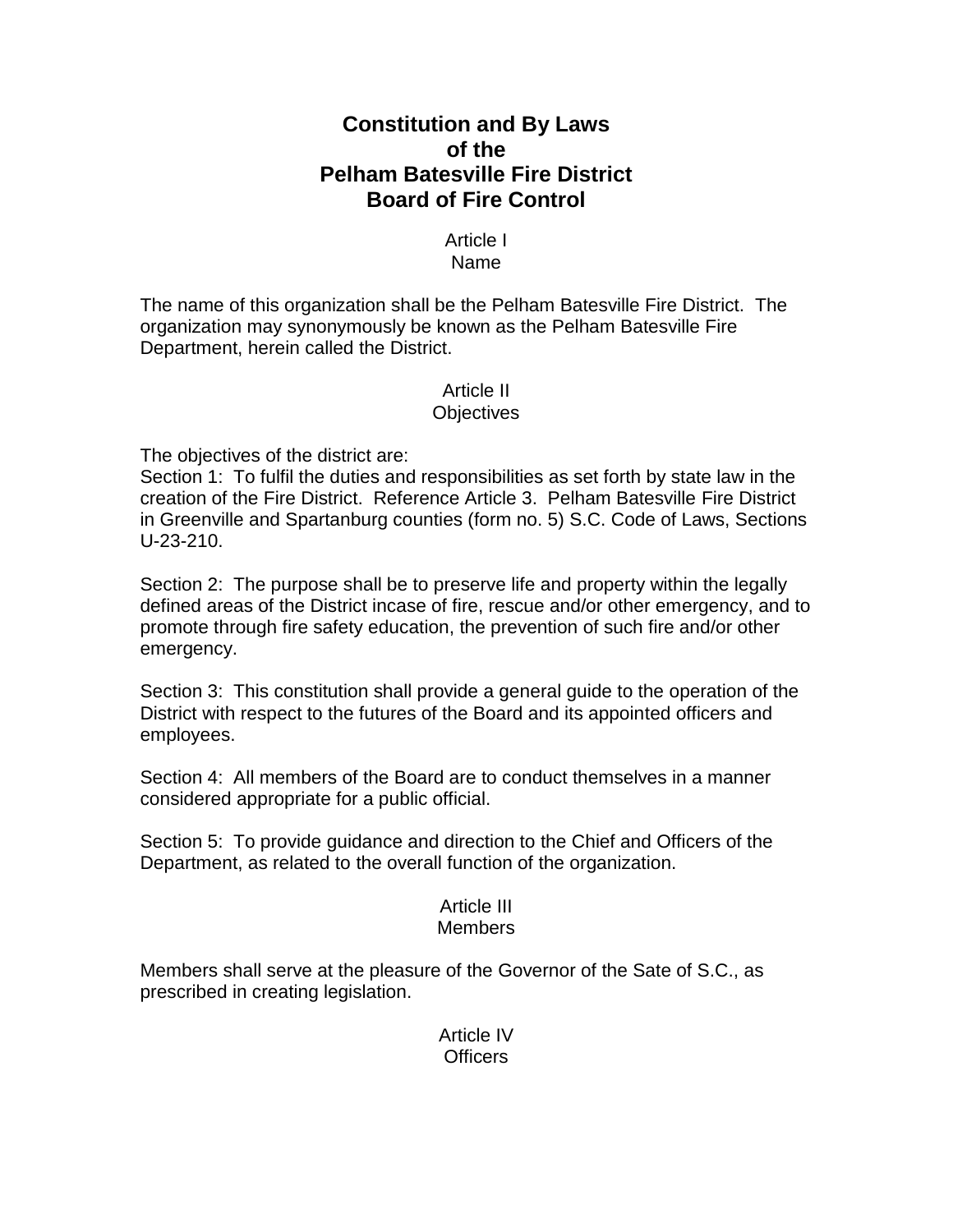# Constitution and By Laws
# of the
# Pelham Batesville Fire District
# Board of Fire Control

## Article I
## Name

The name of this organization shall be the Pelham Batesville Fire District. The organization may synonymously be known as the Pelham Batesville Fire Department, herein called the District.

## Article II
## Objectives

The objectives of the district are:

Section 1: To fulfil the duties and responsibilities as set forth by state law in the creation of the Fire District. Reference Article 3. Pelham Batesville Fire District in Greenville and Spartanburg counties (form no. 5) S.C. Code of Laws, Sections U-23-210.

Section 2: The purpose shall be to preserve life and property within the legally defined areas of the District incase of fire, rescue and/or other emergency, and to promote through fire safety education, the prevention of such fire and/or other emergency.

Section 3: This constitution shall provide a general guide to the operation of the District with respect to the futures of the Board and its appointed officers and employees.

Section 4: All members of the Board are to conduct themselves in a manner considered appropriate for a public official.

Section 5: To provide guidance and direction to the Chief and Officers of the Department, as related to the overall function of the organization.

## Article III
## Members

Members shall serve at the pleasure of the Governor of the Sate of S.C., as prescribed in creating legislation.

## Article IV
## Officers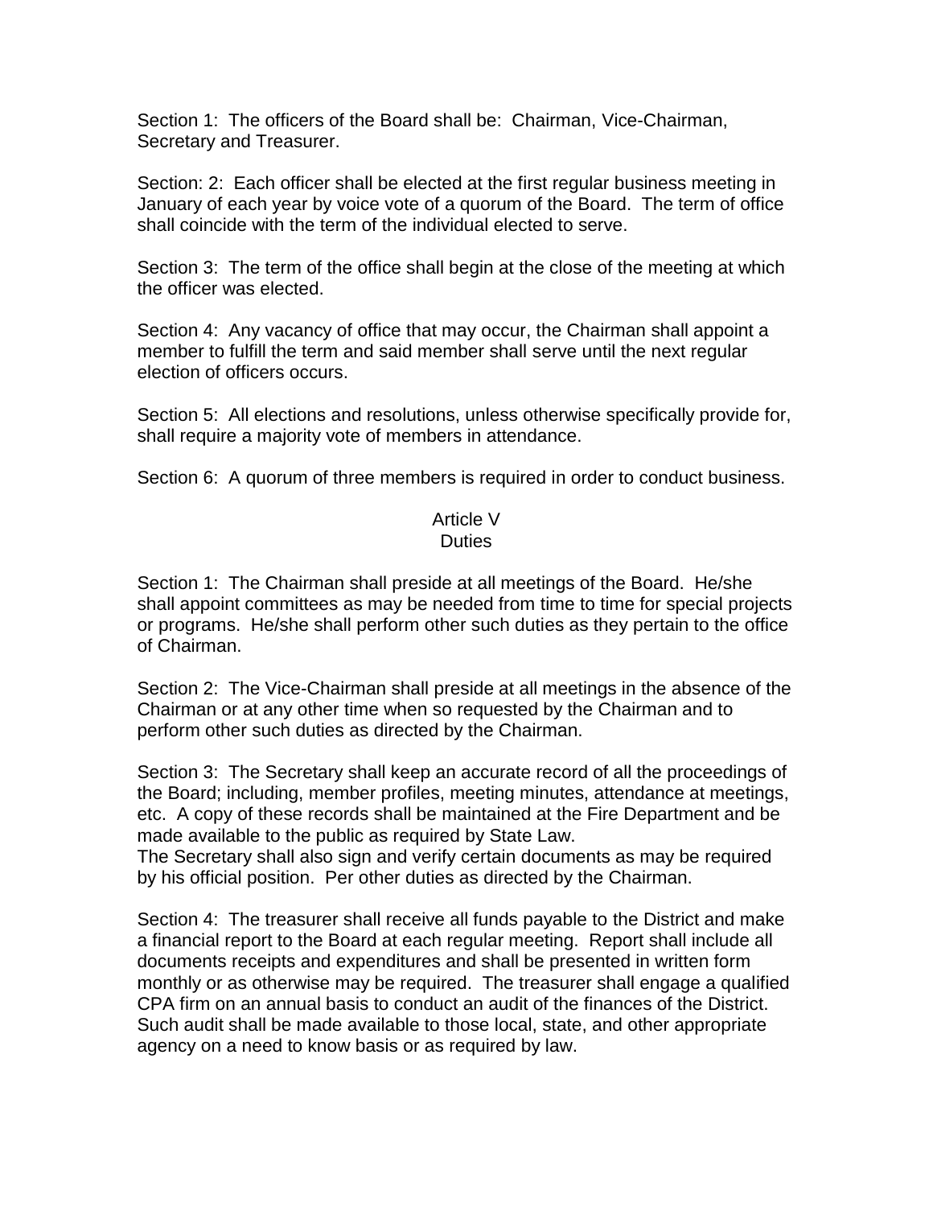Section 1: The officers of the Board shall be: Chairman, Vice-Chairman, Secretary and Treasurer.

Section: 2: Each officer shall be elected at the first regular business meeting in January of each year by voice vote of a quorum of the Board. The term of office shall coincide with the term of the individual elected to serve.

Section 3: The term of the office shall begin at the close of the meeting at which the officer was elected.

Section 4: Any vacancy of office that may occur, the Chairman shall appoint a member to fulfill the term and said member shall serve until the next regular election of officers occurs.

Section 5: All elections and resolutions, unless otherwise specifically provide for, shall require a majority vote of members in attendance.

Section 6: A quorum of three members is required in order to conduct business.

## Article V
## Duties

Section 1: The Chairman shall preside at all meetings of the Board. He/she shall appoint committees as may be needed from time to time for special projects or programs. He/she shall perform other such duties as they pertain to the office of Chairman.

Section 2: The Vice-Chairman shall preside at all meetings in the absence of the Chairman or at any other time when so requested by the Chairman and to perform other such duties as directed by the Chairman.

Section 3: The Secretary shall keep an accurate record of all the proceedings of the Board; including, member profiles, meeting minutes, attendance at meetings, etc. A copy of these records shall be maintained at the Fire Department and be made available to the public as required by State Law.
The Secretary shall also sign and verify certain documents as may be required by his official position. Per other duties as directed by the Chairman.

Section 4: The treasurer shall receive all funds payable to the District and make a financial report to the Board at each regular meeting. Report shall include all documents receipts and expenditures and shall be presented in written form monthly or as otherwise may be required. The treasurer shall engage a qualified CPA firm on an annual basis to conduct an audit of the finances of the District. Such audit shall be made available to those local, state, and other appropriate agency on a need to know basis or as required by law.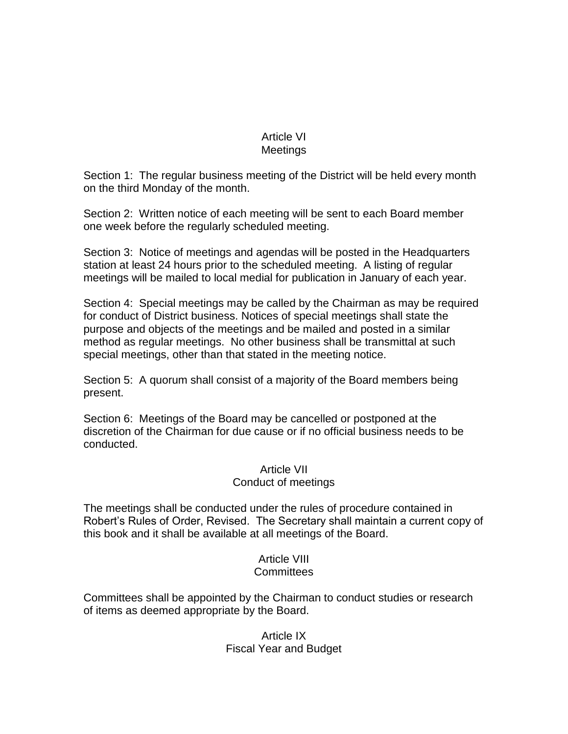## Article VI
## Meetings

Section 1: The regular business meeting of the District will be held every month on the third Monday of the month.

Section 2: Written notice of each meeting will be sent to each Board member one week before the regularly scheduled meeting.

Section 3: Notice of meetings and agendas will be posted in the Headquarters station at least 24 hours prior to the scheduled meeting. A listing of regular meetings will be mailed to local medial for publication in January of each year.

Section 4: Special meetings may be called by the Chairman as may be required for conduct of District business. Notices of special meetings shall state the purpose and objects of the meetings and be mailed and posted in a similar method as regular meetings. No other business shall be transmittal at such special meetings, other than that stated in the meeting notice.

Section 5: A quorum shall consist of a majority of the Board members being present.

Section 6: Meetings of the Board may be cancelled or postponed at the discretion of the Chairman for due cause or if no official business needs to be conducted.

## Article VII
## Conduct of meetings

The meetings shall be conducted under the rules of procedure contained in Robert's Rules of Order, Revised. The Secretary shall maintain a current copy of this book and it shall be available at all meetings of the Board.

## Article VIII
## Committees

Committees shall be appointed by the Chairman to conduct studies or research of items as deemed appropriate by the Board.

## Article IX
## Fiscal Year and Budget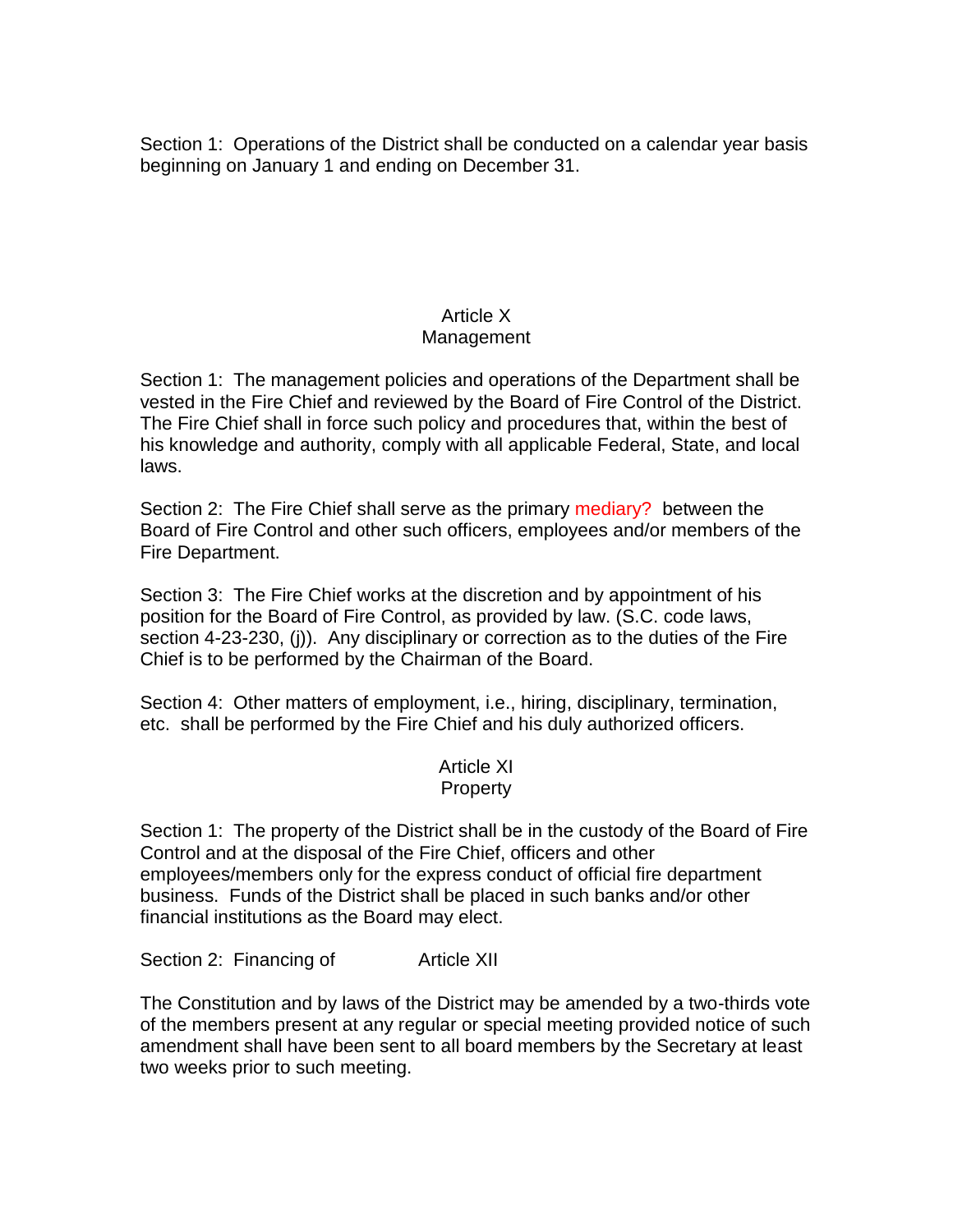Section 1: Operations of the District shall be conducted on a calendar year basis beginning on January 1 and ending on December 31.

## Article X
## Management

Section 1: The management policies and operations of the Department shall be vested in the Fire Chief and reviewed by the Board of Fire Control of the District. The Fire Chief shall in force such policy and procedures that, within the best of his knowledge and authority, comply with all applicable Federal, State, and local laws.

Section 2: The Fire Chief shall serve as the primary mediary? between the Board of Fire Control and other such officers, employees and/or members of the Fire Department.

Section 3: The Fire Chief works at the discretion and by appointment of his position for the Board of Fire Control, as provided by law. (S.C. code laws, section 4-23-230, (j)). Any disciplinary or correction as to the duties of the Fire Chief is to be performed by the Chairman of the Board.

Section 4: Other matters of employment, i.e., hiring, disciplinary, termination, etc. shall be performed by the Fire Chief and his duly authorized officers.

## Article XI
## Property

Section 1: The property of the District shall be in the custody of the Board of Fire Control and at the disposal of the Fire Chief, officers and other employees/members only for the express conduct of official fire department business. Funds of the District shall be placed in such banks and/or other financial institutions as the Board may elect.

Section 2: Financing of

## Article XII

The Constitution and by laws of the District may be amended by a two-thirds vote of the members present at any regular or special meeting provided notice of such amendment shall have been sent to all board members by the Secretary at least two weeks prior to such meeting.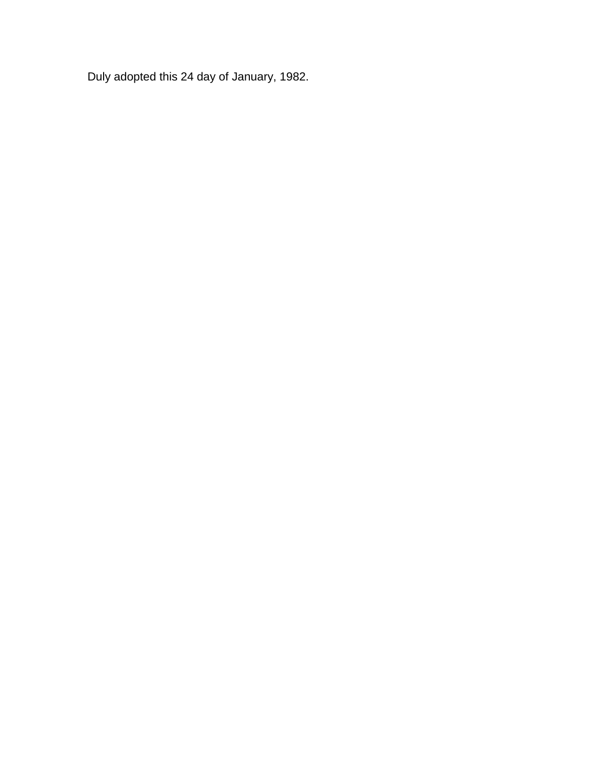Duly adopted this 24 day of January, 1982.